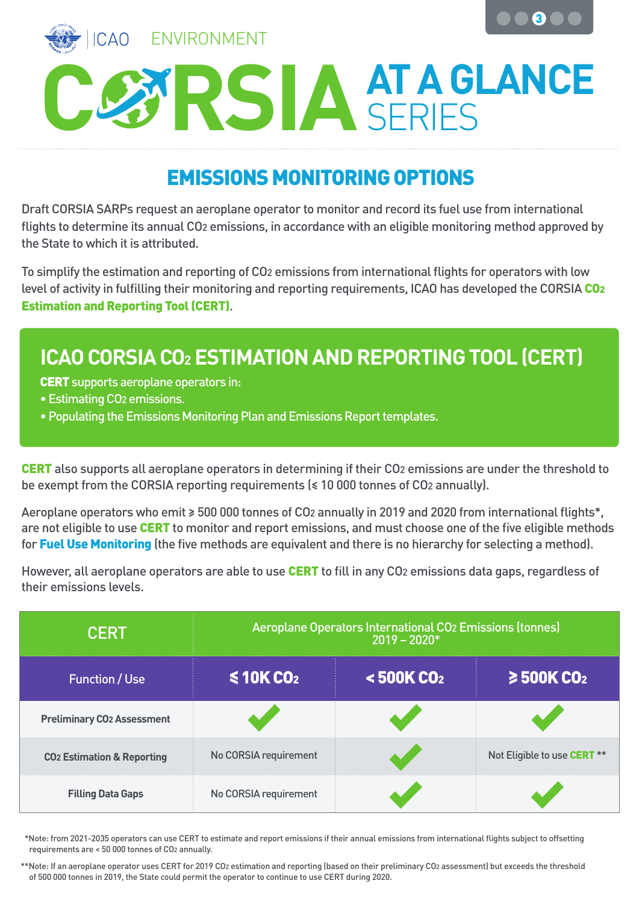ICAO ENVIRONMENT

# CORSIA AT A GLANCE SERIES

## EMISSIONS MONITORING OPTIONS

Draft CORSIA SARPs request an aeroplane operator to monitor and record its fuel use from international flights to determine its annual $CO_2$ emissions, in accordance with an eligible monitoring method approved by the State to which it is attributed.

To simplify the estimation and reporting of $CO_2$ emissions from international flights for operators with low level of activity in fulfilling their monitoring and reporting requirements, ICAO has developed the CORSIA **$CO_2$ Estimation and Reporting Tool (CERT)**.

### ICAO CORSIA $CO_2$ ESTIMATION AND REPORTING TOOL (CERT)

**CERT** supports aeroplane operators in:

- Estimating $CO_2$ emissions.
- Populating the Emissions Monitoring Plan and Emissions Report templates.

**CERT** also supports all aeroplane operators in determining if their $CO_2$ emissions are under the threshold to be exempt from the CORSIA reporting requirements (≤ 10 000 tonnes of $CO_2$ annually).

Aeroplane operators who emit ≥ 500 000 tonnes of $CO_2$ annually in 2019 and 2020 from international flights*, are not eligible to use **CERT** to monitor and report emissions, and must choose one of the five eligible methods for **Fuel Use Monitoring** (the five methods are equivalent and there is no hierarchy for selecting a method).

However, all aeroplane operators are able to use **CERT** to fill in any $CO_2$ emissions data gaps, regardless of their emissions levels.

| CERT | Aeroplane Operators International $CO_2$ Emissions (tonnes) 2019 – 2020* | | |
|---|---|---|---|
| Function / Use | ≤ 10K $CO_2$ | < 500K $CO_2$ | ≥ 500K $CO_2$ |
| Preliminary $CO_2$ Assessment | ✓ | ✓ | ✓ |
| $CO_2$ Estimation & Reporting | No CORSIA requirement | ✓ | Not Eligible to use **CERT** ** |
| Filling Data Gaps | No CORSIA requirement | ✓ | ✓ |

*Note: from 2021-2035 operators can use CERT to estimate and report emissions if their annual emissions from international flights subject to offsetting requirements are < 50 000 tonnes of $CO_2$ annually.

**Note: If an aeroplane operator uses CERT for 2019 $CO_2$ estimation and reporting (based on their preliminary $CO_2$ assessment) but exceeds the threshold of 500 000 tonnes in 2019, the State could permit the operator to continue to use CERT during 2020.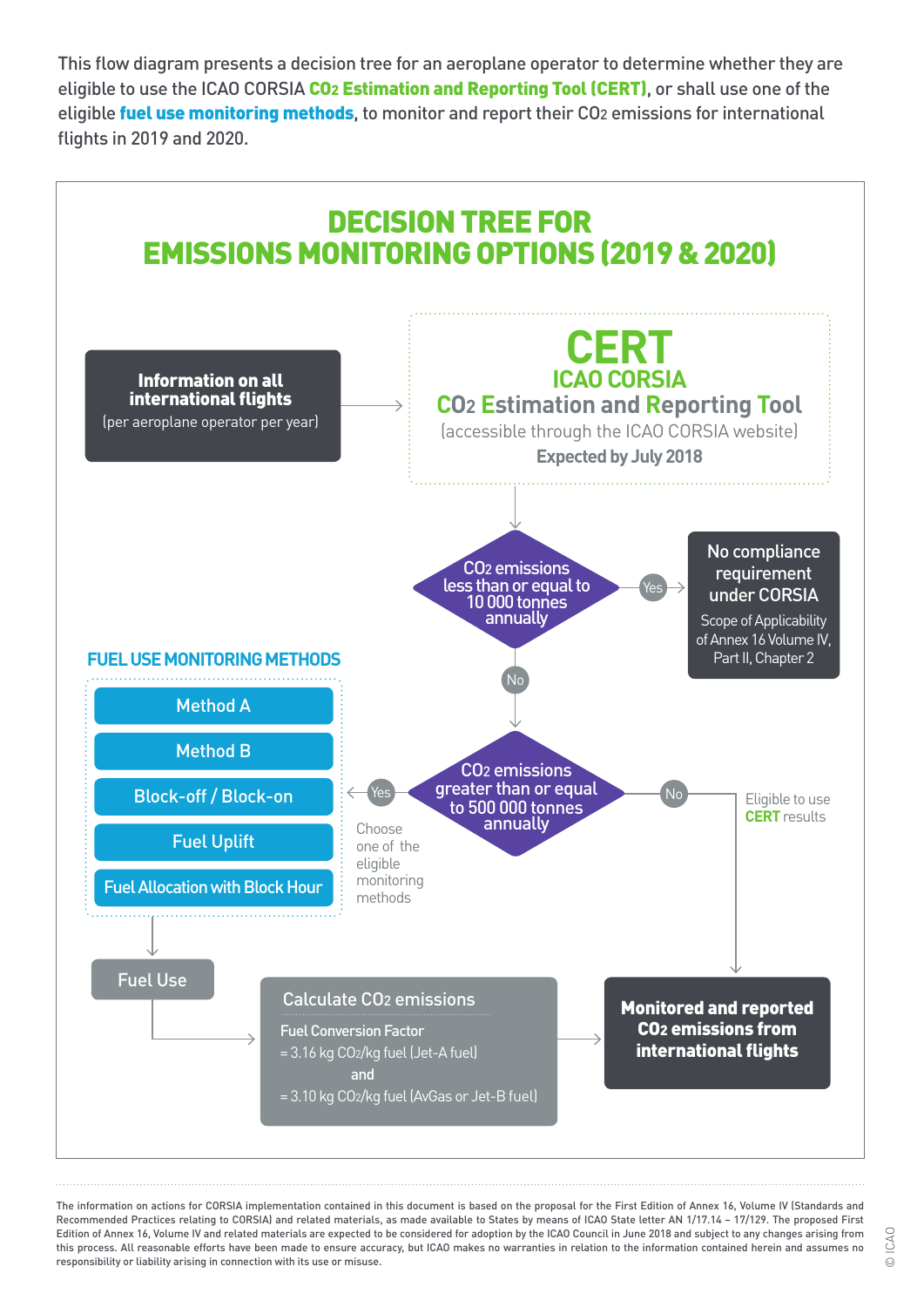This flow diagram presents a decision tree for an aeroplane operator to determine whether they are eligible to use the ICAO CORSIA **$CO_2$ Estimation and Reporting Tool (CERT)**, or shall use one of the eligible **fuel use monitoring methods**, to monitor and report their $CO_2$ emissions for international flights in 2019 and 2020.

# DECISION TREE FOR EMISSIONS MONITORING OPTIONS (2019 & 2020)

**Information on all international flights**
(per aeroplane operator per year)

## CERT
**ICAO CORSIA**
**$CO_2$ Estimation and Reporting Tool**
(accessible through the ICAO CORSIA website)
**Expected by July 2018**

$CO_2$ emissions less than or equal to 10 000 tonnes annually

Yes

**No compliance requirement under CORSIA**
Scope of Applicability of Annex 16 Volume IV, Part II, Chapter 2

No

$CO_2$ emissions greater than or equal to 500 000 tonnes annually

Yes

Choose one of the eligible monitoring methods

No

Eligible to use **CERT** results

### FUEL USE MONITORING METHODS

- Method A
- Method B
- Block-off / Block-on
- Fuel Uplift
- Fuel Allocation with Block Hour

Fuel Use

**Calculate $CO_2$ emissions**

Fuel Conversion Factor
= 3.16 kg $CO_2$/kg fuel (Jet-A fuel)
and
= 3.10 kg $CO_2$/kg fuel (AvGas or Jet-B fuel)

**Monitored and reported $CO_2$ emissions from international flights**

The information on actions for CORSIA implementation contained in this document is based on the proposal for the First Edition of Annex 16, Volume IV (Standards and Recommended Practices relating to CORSIA) and related materials, as made available to States by means of ICAO State letter AN 1/17.14 – 17/129. The proposed First Edition of Annex 16, Volume IV and related materials are expected to be considered for adoption by the ICAO Council in June 2018 and subject to any changes arising from this process. All reasonable efforts have been made to ensure accuracy, but ICAO makes no warranties in relation to the information contained herein and assumes no responsibility or liability arising in connection with its use or misuse.

© ICAO